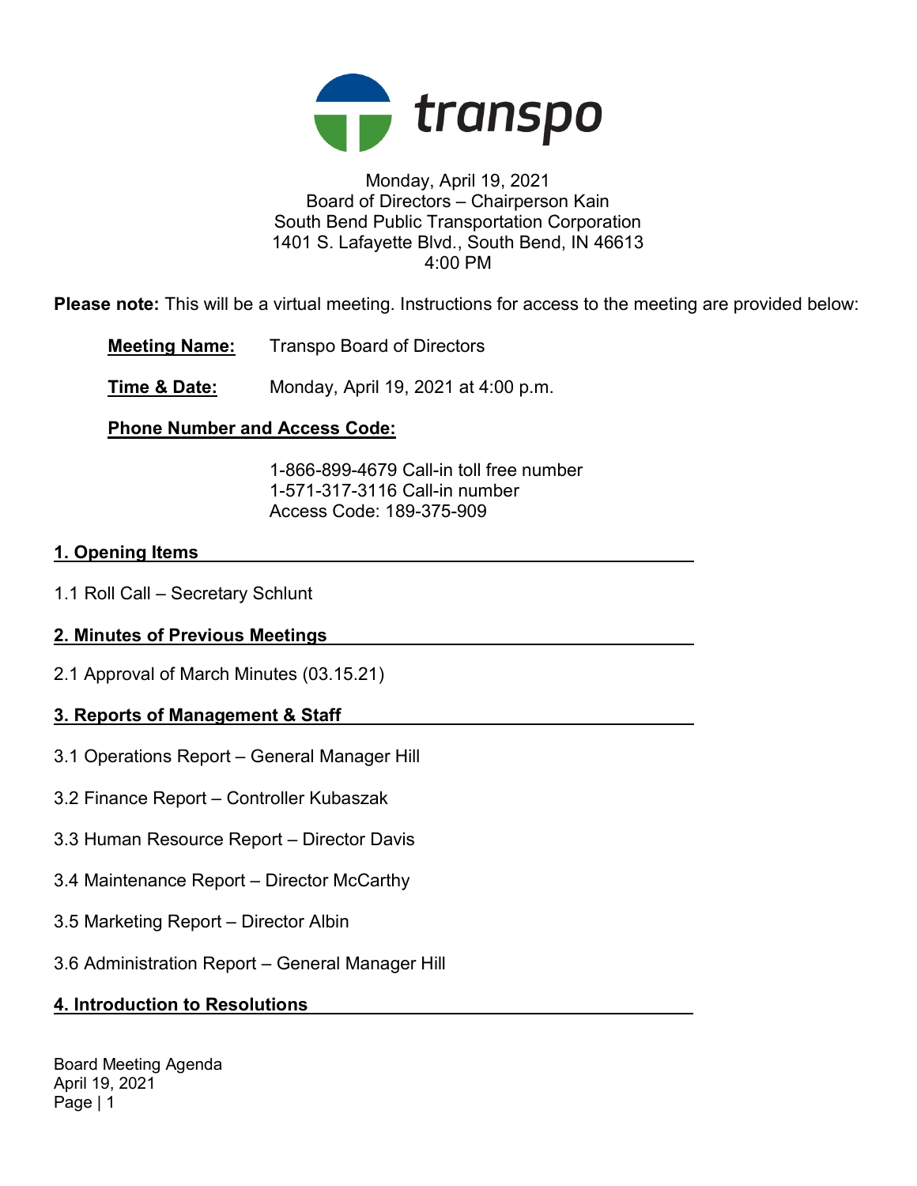transpo

Monday, April 19, 2021
Board of Directors – Chairperson Kain
South Bend Public Transportation Corporation
1401 S. Lafayette Blvd., South Bend, IN 46613
4:00 PM

**Please note:** This will be a virtual meeting. Instructions for access to the meeting are provided below:

**Meeting Name:** Transpo Board of Directors

**Time & Date:** Monday, April 19, 2021 at 4:00 p.m.

**Phone Number and Access Code:**

1-866-899-4679 Call-in toll free number
1-571-317-3116 Call-in number
Access Code: 189-375-909

## 1. Opening Items

1.1 Roll Call – Secretary Schlunt

## 2. Minutes of Previous Meetings

2.1 Approval of March Minutes (03.15.21)

## 3. Reports of Management & Staff

3.1 Operations Report – General Manager Hill

3.2 Finance Report – Controller Kubaszak

3.3 Human Resource Report – Director Davis

3.4 Maintenance Report – Director McCarthy

3.5 Marketing Report – Director Albin

3.6 Administration Report – General Manager Hill

## 4. Introduction to Resolutions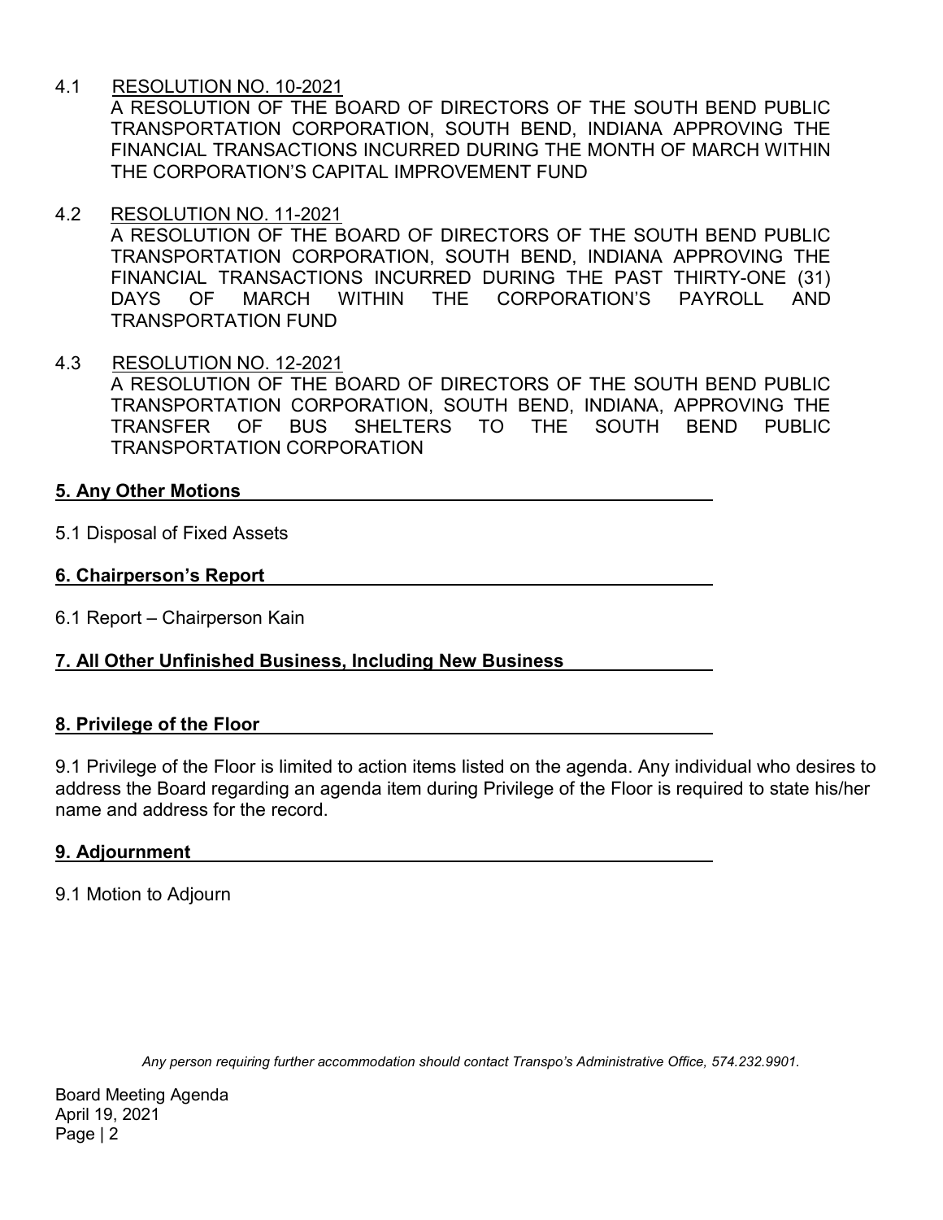4.1 RESOLUTION NO. 10-2021
A RESOLUTION OF THE BOARD OF DIRECTORS OF THE SOUTH BEND PUBLIC TRANSPORTATION CORPORATION, SOUTH BEND, INDIANA APPROVING THE FINANCIAL TRANSACTIONS INCURRED DURING THE MONTH OF MARCH WITHIN THE CORPORATION'S CAPITAL IMPROVEMENT FUND

4.2 RESOLUTION NO. 11-2021
A RESOLUTION OF THE BOARD OF DIRECTORS OF THE SOUTH BEND PUBLIC TRANSPORTATION CORPORATION, SOUTH BEND, INDIANA APPROVING THE FINANCIAL TRANSACTIONS INCURRED DURING THE PAST THIRTY-ONE (31) DAYS OF MARCH WITHIN THE CORPORATION'S PAYROLL AND TRANSPORTATION FUND

4.3 RESOLUTION NO. 12-2021
A RESOLUTION OF THE BOARD OF DIRECTORS OF THE SOUTH BEND PUBLIC TRANSPORTATION CORPORATION, SOUTH BEND, INDIANA, APPROVING THE TRANSFER OF BUS SHELTERS TO THE SOUTH BEND PUBLIC TRANSPORTATION CORPORATION

**5. Any Other Motions**

5.1 Disposal of Fixed Assets

**6. Chairperson's Report**

6.1 Report – Chairperson Kain

**7. All Other Unfinished Business, Including New Business**

**8. Privilege of the Floor**

9.1 Privilege of the Floor is limited to action items listed on the agenda. Any individual who desires to address the Board regarding an agenda item during Privilege of the Floor is required to state his/her name and address for the record.

**9. Adjournment**

9.1 Motion to Adjourn

*Any person requiring further accommodation should contact Transpo's Administrative Office, 574.232.9901.*

Board Meeting Agenda
April 19, 2021